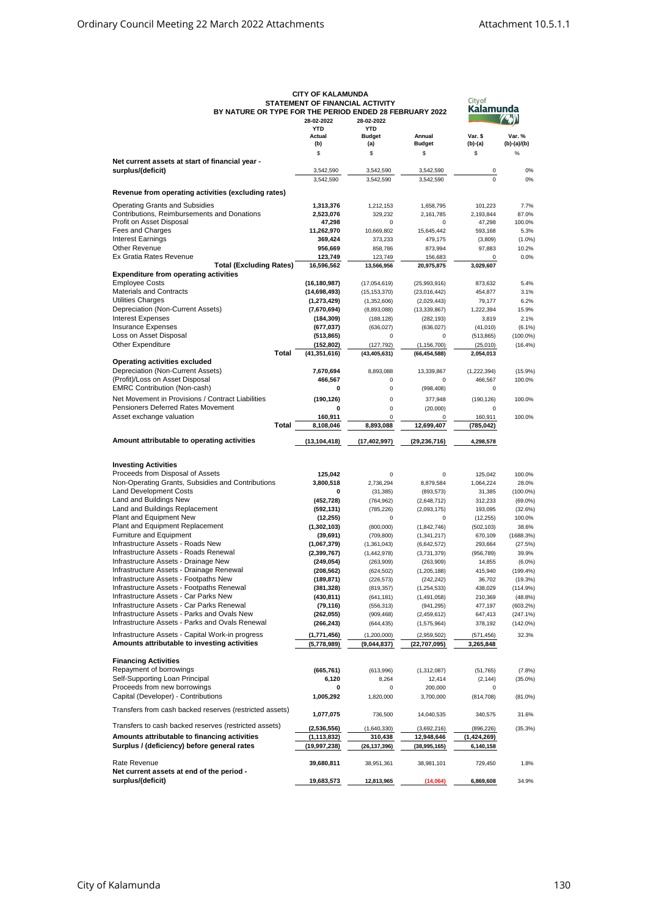# CITY OF KALAMUNDA
## STATEMENT OF FINANCIAL ACTIVITY
### BY NATURE OR TYPE FOR THE PERIOD ENDED 28 FEBRUARY 2022

| | 28-02-2022 YTD Actual (b) | 28-02-2022 YTD Budget (a) | Annual Budget | Var. $ (b)-(a) | Var. % (b)-(a)/(b) |
|---|---|---|---|---|---|
| | $ | $ | $ | $ | % |
| **Net current assets at start of financial year - surplus/(deficit)** | 3,542,590 | 3,542,590 | 3,542,590 | 0 | 0% |
| | 3,542,590 | 3,542,590 | 3,542,590 | 0 | 0% |
| **Revenue from operating activities (excluding rates)** | | | | | |
| Operating Grants and Subsidies | **1,313,376** | 1,212,153 | 1,658,795 | 101,223 | 7.7% |
| Contributions, Reimbursements and Donations | **2,523,076** | 329,232 | 2,161,785 | 2,193,844 | 87.0% |
| Profit on Asset Disposal | **47,298** | 0 | 0 | 47,298 | 100.0% |
| Fees and Charges | **11,262,970** | 10,669,802 | 15,645,442 | 593,168 | 5.3% |
| Interest Earnings | **369,424** | 373,233 | 479,175 | (3,809) | (1.0%) |
| Other Revenue | **956,669** | 858,786 | 873,994 | 97,883 | 10.2% |
| Ex Gratia Rates Revenue | **123,749** | 123,749 | 156,683 | 0 | 0.0% |
| **Total (Excluding Rates)** | **16,596,562** | **13,566,956** | **20,975,875** | **3,029,607** | |
| **Expenditure from operating activities** | | | | | |
| Employee Costs | **(16,180,987)** | (17,054,619) | (25,993,916) | 873,632 | 5.4% |
| Materials and Contracts | **(14,698,493)** | (15,153,370) | (23,016,442) | 454,877 | 3.1% |
| Utilities Charges | **(1,273,429)** | (1,352,606) | (2,029,443) | 79,177 | 6.2% |
| Depreciation (Non-Current Assets) | **(7,670,694)** | (8,893,088) | (13,339,867) | 1,222,394 | 15.9% |
| Interest Expenses | **(184,309)** | (188,128) | (282,193) | 3,819 | 2.1% |
| Insurance Expenses | **(677,037)** | (636,027) | (636,027) | (41,010) | (6.1%) |
| Loss on Asset Disposal | **(513,865)** | 0 | 0 | (513,865) | (100.0%) |
| Other Expenditure | **(152,802)** | (127,792) | (1,156,700) | (25,010) | (16.4%) |
| **Total** | **(41,351,616)** | **(43,405,631)** | **(66,454,588)** | **2,054,013** | |
| **Operating activities excluded** | | | | | |
| Depreciation (Non-Current Assets) | **7,670,694** | 8,893,088 | 13,339,867 | (1,222,394) | (15.9%) |
| (Profit)/Loss on Asset Disposal | **466,567** | 0 | 0 | 466,567 | 100.0% |
| EMRC Contribution (Non-cash) | **0** | 0 | (998,408) | 0 | |
| Net Movement in Provisions / Contract Liabilities | **(190,126)** | 0 | 377,948 | (190,126) | 100.0% |
| Pensioners Deferred Rates Movement | **0** | 0 | (20,000) | 0 | |
| Asset exchange valuation | **160,911** | 0 | 0 | 160,911 | 100.0% |
| **Total** | **8,108,046** | **8,893,088** | **12,699,407** | **(785,042)** | |
| **Amount attributable to operating activities** | **(13,104,418)** | **(17,402,997)** | **(29,236,716)** | **4,298,578** | |
| **Investing Activities** | | | | | |
| Proceeds from Disposal of Assets | **125,042** | 0 | 0 | 125,042 | 100.0% |
| Non-Operating Grants, Subsidies and Contributions | **3,800,518** | 2,736,294 | 8,879,584 | 1,064,224 | 28.0% |
| Land Development Costs | **0** | (31,385) | (893,573) | 31,385 | (100.0%) |
| Land and Buildings New | **(452,728)** | (764,962) | (2,648,712) | 312,233 | (69.0%) |
| Land and Buildings Replacement | **(592,131)** | (785,226) | (2,093,175) | 193,095 | (32.6%) |
| Plant and Equipment New | **(12,255)** | 0 | 0 | (12,255) | 100.0% |
| Plant and Equipment Replacement | **(1,302,103)** | (800,000) | (1,842,746) | (502,103) | 38.6% |
| Furniture and Equipment | **(39,691)** | (709,800) | (1,341,217) | 670,109 | (1688.3%) |
| Infrastructure Assets - Roads New | **(1,067,379)** | (1,361,043) | (6,642,572) | 293,664 | (27.5%) |
| Infrastructure Assets - Roads Renewal | **(2,399,767)** | (1,442,978) | (3,731,379) | (956,789) | 39.9% |
| Infrastructure Assets - Drainage New | **(249,054)** | (263,909) | (263,909) | 14,855 | (6.0%) |
| Infrastructure Assets - Drainage Renewal | **(208,562)** | (624,502) | (1,205,188) | 415,940 | (199.4%) |
| Infrastructure Assets - Footpaths New | **(189,871)** | (226,573) | (242,242) | 36,702 | (19.3%) |
| Infrastructure Assets - Footpaths Renewal | **(381,328)** | (819,357) | (1,254,533) | 438,029 | (114.9%) |
| Infrastructure Assets - Car Parks New | **(430,811)** | (641,181) | (1,491,058) | 210,369 | (48.8%) |
| Infrastructure Assets - Car Parks Renewal | **(79,116)** | (556,313) | (941,295) | 477,197 | (603.2%) |
| Infrastructure Assets - Parks and Ovals New | **(262,055)** | (909,468) | (2,459,612) | 647,413 | (247.1%) |
| Infrastructure Assets - Parks and Ovals Renewal | **(266,243)** | (644,435) | (1,575,964) | 378,192 | (142.0%) |
| Infrastructure Assets - Capital Work-in progress | **(1,771,456)** | (1,200,000) | (2,959,502) | (571,456) | 32.3% |
| **Amounts attributable to investing activities** | **(5,778,989)** | **(9,044,837)** | **(22,707,095)** | **3,265,848** | |
| **Financing Activities** | | | | | |
| Repayment of borrowings | **(665,761)** | (613,996) | (1,312,087) | (51,765) | (7.8%) |
| Self-Supporting Loan Principal | **6,120** | 8,264 | 12,414 | (2,144) | (35.0%) |
| Proceeds from new borrowings | **0** | 0 | 200,000 | 0 | |
| Capital (Developer) - Contributions | **1,005,292** | 1,820,000 | 3,700,000 | (814,708) | (81.0%) |
| Transfers from cash backed reserves (restricted assets) | **1,077,075** | 736,500 | 14,040,535 | 340,575 | 31.6% |
| Transfers to cash backed reserves (restricted assets) | **(2,536,556)** | (1,640,330) | (3,692,216) | (896,226) | (35.3%) |
| **Amounts attributable to financing activities** | **(1,113,832)** | **310,438** | **12,948,646** | **(1,424,269)** | |
| **Surplus / (deficiency) before general rates** | **(19,997,238)** | **(26,137,396)** | **(38,995,165)** | **6,140,158** | |
| Rate Revenue | **39,680,811** | 38,951,361 | 38,981,101 | 729,450 | 1.8% |
| **Net current assets at end of the period - surplus/(deficit)** | **19,683,573** | **12,813,965** | **(14,064)** | **6,869,608** | 34.9% |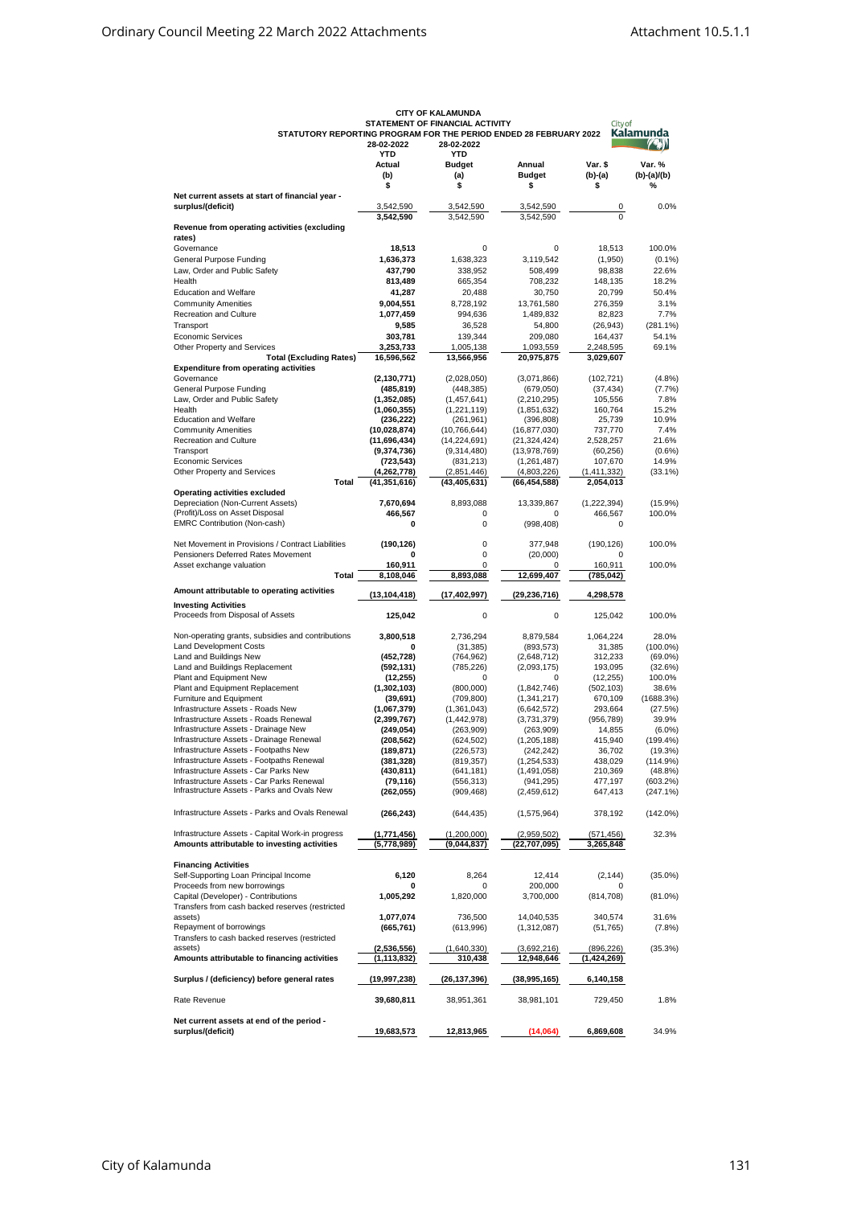**CITY OF KALAMUNDA**
**STATEMENT OF FINANCIAL ACTIVITY**
**STATUTORY REPORTING PROGRAM FOR THE PERIOD ENDED 28 FEBRUARY 2022**

City of Kalamunda

| | 28-02-2022 YTD Actual (b) $ | 28-02-2022 YTD Budget (a) $ | Annual Budget $ | Var. $ (b)-(a) $ | Var. % (b)-(a)/(b) % |
|---|---|---|---|---|---|
| **Net current assets at start of financial year - surplus/(deficit)** | 3,542,590 | 3,542,590 | 3,542,590 | 0 | 0.0% |
| | **3,542,590** | 3,542,590 | 3,542,590 | 0 | |
| **Revenue from operating activities (excluding rates)** | | | | | |
| Governance | **18,513** | 0 | 0 | 18,513 | 100.0% |
| General Purpose Funding | **1,636,373** | 1,638,323 | 3,119,542 | (1,950) | (0.1%) |
| Law, Order and Public Safety | **437,790** | 338,952 | 508,499 | 98,838 | 22.6% |
| Health | **813,489** | 665,354 | 708,232 | 148,135 | 18.2% |
| Education and Welfare | **41,287** | 20,488 | 30,750 | 20,799 | 50.4% |
| Community Amenities | **9,004,551** | 8,728,192 | 13,761,580 | 276,359 | 3.1% |
| Recreation and Culture | **1,077,459** | 994,636 | 1,489,832 | 82,823 | 7.7% |
| Transport | **9,585** | 36,528 | 54,800 | (26,943) | (281.1%) |
| Economic Services | **303,781** | 139,344 | 209,080 | 164,437 | 54.1% |
| Other Property and Services | **3,253,733** | 1,005,138 | 1,093,559 | 2,248,595 | 69.1% |
| **Total (Excluding Rates)** | **16,596,562** | **13,566,956** | **20,975,875** | **3,029,607** | |
| **Expenditure from operating activities** | | | | | |
| Governance | **(2,130,771)** | (2,028,050) | (3,071,866) | (102,721) | (4.8%) |
| General Purpose Funding | **(485,819)** | (448,385) | (679,050) | (37,434) | (7.7%) |
| Law, Order and Public Safety | **(1,352,085)** | (1,457,641) | (2,210,295) | 105,556 | 7.8% |
| Health | **(1,060,355)** | (1,221,119) | (1,851,632) | 160,764 | 15.2% |
| Education and Welfare | **(236,222)** | (261,961) | (396,808) | 25,739 | 10.9% |
| Community Amenities | **(10,028,874)** | (10,766,644) | (16,877,030) | 737,770 | 7.4% |
| Recreation and Culture | **(11,696,434)** | (14,224,691) | (21,324,424) | 2,528,257 | 21.6% |
| Transport | **(9,374,736)** | (9,314,480) | (13,978,769) | (60,256) | (0.6%) |
| Economic Services | **(723,543)** | (831,213) | (1,261,487) | 107,670 | 14.9% |
| Other Property and Services | **(4,262,778)** | (2,851,446) | (4,803,226) | (1,411,332) | (33.1%) |
| **Total** | **(41,351,616)** | **(43,405,631)** | **(66,454,588)** | **2,054,013** | |
| **Operating activities excluded** | | | | | |
| Depreciation (Non-Current Assets) | **7,670,694** | 8,893,088 | 13,339,867 | (1,222,394) | (15.9%) |
| (Profit)/Loss on Asset Disposal | **466,567** | 0 | 0 | 466,567 | 100.0% |
| EMRC Contribution (Non-cash) | **0** | 0 | (998,408) | 0 | |
| Net Movement in Provisions / Contract Liabilities | **(190,126)** | 0 | 377,948 | (190,126) | 100.0% |
| Pensioners Deferred Rates Movement | **0** | 0 | (20,000) | 0 | |
| Asset exchange valuation | **160,911** | 0 | 0 | 160,911 | 100.0% |
| **Total** | **8,108,046** | **8,893,088** | **12,699,407** | **(785,042)** | |
| **Amount attributable to operating activities** | **(13,104,418)** | **(17,402,997)** | **(29,236,716)** | **4,298,578** | |
| **Investing Activities** | | | | | |
| Proceeds from Disposal of Assets | **125,042** | 0 | 0 | 125,042 | 100.0% |
| Non-operating grants, subsidies and contributions | **3,800,518** | 2,736,294 | 8,879,584 | 1,064,224 | 28.0% |
| Land Development Costs | **0** | (31,385) | (893,573) | 31,385 | (100.0%) |
| Land and Buildings New | **(452,728)** | (764,962) | (2,648,712) | 312,233 | (69.0%) |
| Land and Buildings Replacement | **(592,131)** | (785,226) | (2,093,175) | 193,095 | (32.6%) |
| Plant and Equipment New | **(12,255)** | 0 | 0 | (12,255) | 100.0% |
| Plant and Equipment Replacement | **(1,302,103)** | (800,000) | (1,842,746) | (502,103) | 38.6% |
| Furniture and Equipment | **(39,691)** | (709,800) | (1,341,217) | 670,109 | (1688.3%) |
| Infrastructure Assets - Roads New | **(1,067,379)** | (1,361,043) | (6,642,572) | 293,664 | (27.5%) |
| Infrastructure Assets - Roads Renewal | **(2,399,767)** | (1,442,978) | (3,731,379) | (956,789) | 39.9% |
| Infrastructure Assets - Drainage New | **(249,054)** | (263,909) | (263,909) | 14,855 | (6.0%) |
| Infrastructure Assets - Drainage Renewal | **(208,562)** | (624,502) | (1,205,188) | 415,940 | (199.4%) |
| Infrastructure Assets - Footpaths New | **(189,871)** | (226,573) | (242,242) | 36,702 | (19.3%) |
| Infrastructure Assets - Footpaths Renewal | **(381,328)** | (819,357) | (1,254,533) | 438,029 | (114.9%) |
| Infrastructure Assets - Car Parks New | **(430,811)** | (641,181) | (1,491,058) | 210,369 | (48.8%) |
| Infrastructure Assets - Car Parks Renewal | **(79,116)** | (556,313) | (941,295) | 477,197 | (603.2%) |
| Infrastructure Assets - Parks and Ovals New | **(262,055)** | (909,468) | (2,459,612) | 647,413 | (247.1%) |
| Infrastructure Assets - Parks and Ovals Renewal | **(266,243)** | (644,435) | (1,575,964) | 378,192 | (142.0%) |
| Infrastructure Assets - Capital Work-in progress | **(1,771,456)** | (1,200,000) | (2,959,502) | (571,456) | 32.3% |
| **Amounts attributable to investing activities** | **(5,778,989)** | **(9,044,837)** | **(22,707,095)** | **3,265,848** | |
| **Financing Activities** | | | | | |
| Self-Supporting Loan Principal Income | **6,120** | 8,264 | 12,414 | (2,144) | (35.0%) |
| Proceeds from new borrowings | **0** | 0 | 200,000 | 0 | |
| Capital (Developer) - Contributions | **1,005,292** | 1,820,000 | 3,700,000 | (814,708) | (81.0%) |
| Transfers from cash backed reserves (restricted assets) | **1,077,074** | 736,500 | 14,040,535 | 340,574 | 31.6% |
| Repayment of borrowings | **(665,761)** | (613,996) | (1,312,087) | (51,765) | (7.8%) |
| Transfers to cash backed reserves (restricted assets) | **(2,536,556)** | (1,640,330) | (3,692,216) | (896,226) | (35.3%) |
| **Amounts attributable to financing activities** | **(1,113,832)** | **310,438** | **12,948,646** | **(1,424,269)** | |
| **Surplus / (deficiency) before general rates** | **(19,997,238)** | **(26,137,396)** | **(38,995,165)** | **6,140,158** | |
| Rate Revenue | **39,680,811** | 38,951,361 | 38,981,101 | 729,450 | 1.8% |
| **Net current assets at end of the period - surplus/(deficit)** | **19,683,573** | **12,813,965** | **(14,064)** | **6,869,608** | 34.9% |